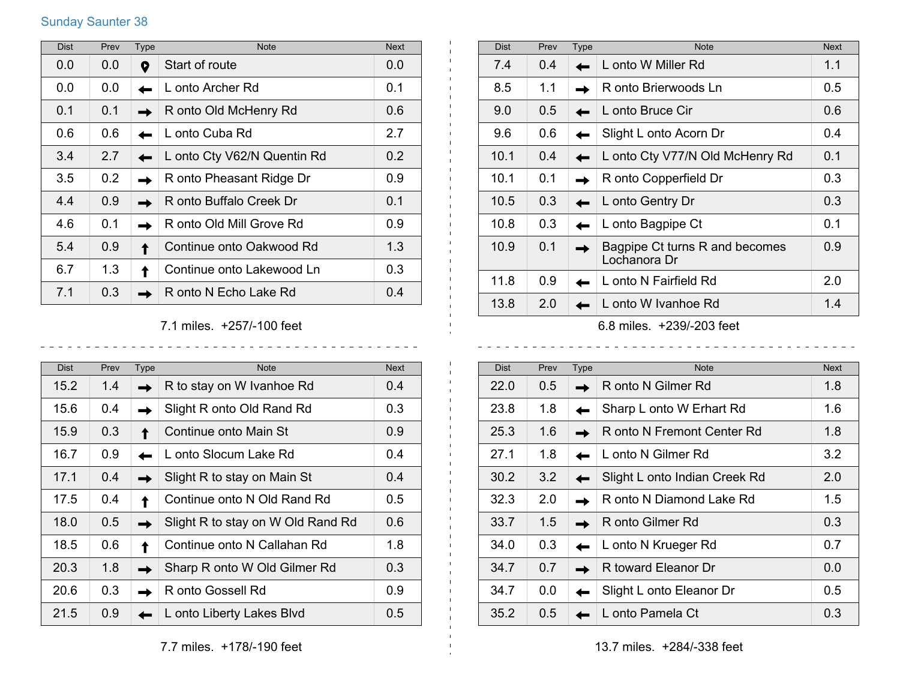Sunday Saunter 38

| Dist | Prev | Type | Note | Next |
|---|---|---|---|---|
| 0.0 | 0.0 | 📍 | Start of route | 0.0 |
| 0.0 | 0.0 | ← | L onto Archer Rd | 0.1 |
| 0.1 | 0.1 | → | R onto Old McHenry Rd | 0.6 |
| 0.6 | 0.6 | ← | L onto Cuba Rd | 2.7 |
| 3.4 | 2.7 | ← | L onto Cty V62/N Quentin Rd | 0.2 |
| 3.5 | 0.2 | → | R onto Pheasant Ridge Dr | 0.9 |
| 4.4 | 0.9 | → | R onto Buffalo Creek Dr | 0.1 |
| 4.6 | 0.1 | → | R onto Old Mill Grove Rd | 0.9 |
| 5.4 | 0.9 | ↑ | Continue onto Oakwood Rd | 1.3 |
| 6.7 | 1.3 | ↑ | Continue onto Lakewood Ln | 0.3 |
| 7.1 | 0.3 | → | R onto N Echo Lake Rd | 0.4 |

7.1 miles. +257/-100 feet

| Dist | Prev | Type | Note | Next |
|---|---|---|---|---|
| 7.4 | 0.4 | ← | L onto W Miller Rd | 1.1 |
| 8.5 | 1.1 | → | R onto Brierwoods Ln | 0.5 |
| 9.0 | 0.5 | ← | L onto Bruce Cir | 0.6 |
| 9.6 | 0.6 | ← | Slight L onto Acorn Dr | 0.4 |
| 10.1 | 0.4 | ← | L onto Cty V77/N Old McHenry Rd | 0.1 |
| 10.1 | 0.1 | → | R onto Copperfield Dr | 0.3 |
| 10.5 | 0.3 | ← | L onto Gentry Dr | 0.3 |
| 10.8 | 0.3 | ← | L onto Bagpipe Ct | 0.1 |
| 10.9 | 0.1 | → | Bagpipe Ct turns R and becomes Lochanora Dr | 0.9 |
| 11.8 | 0.9 | ← | L onto N Fairfield Rd | 2.0 |
| 13.8 | 2.0 | ← | L onto W Ivanhoe Rd | 1.4 |

6.8 miles. +239/-203 feet

| Dist | Prev | Type | Note | Next |
|---|---|---|---|---|
| 15.2 | 1.4 | → | R to stay on W Ivanhoe Rd | 0.4 |
| 15.6 | 0.4 | → | Slight R onto Old Rand Rd | 0.3 |
| 15.9 | 0.3 | ↑ | Continue onto Main St | 0.9 |
| 16.7 | 0.9 | ← | L onto Slocum Lake Rd | 0.4 |
| 17.1 | 0.4 | → | Slight R to stay on Main St | 0.4 |
| 17.5 | 0.4 | ↑ | Continue onto N Old Rand Rd | 0.5 |
| 18.0 | 0.5 | → | Slight R to stay on W Old Rand Rd | 0.6 |
| 18.5 | 0.6 | ↑ | Continue onto N Callahan Rd | 1.8 |
| 20.3 | 1.8 | → | Sharp R onto W Old Gilmer Rd | 0.3 |
| 20.6 | 0.3 | → | R onto Gossell Rd | 0.9 |
| 21.5 | 0.9 | ← | L onto Liberty Lakes Blvd | 0.5 |

7.7 miles. +178/-190 feet

| Dist | Prev | Type | Note | Next |
|---|---|---|---|---|
| 22.0 | 0.5 | → | R onto N Gilmer Rd | 1.8 |
| 23.8 | 1.8 | ← | Sharp L onto W Erhart Rd | 1.6 |
| 25.3 | 1.6 | → | R onto N Fremont Center Rd | 1.8 |
| 27.1 | 1.8 | ← | L onto N Gilmer Rd | 3.2 |
| 30.2 | 3.2 | ← | Slight L onto Indian Creek Rd | 2.0 |
| 32.3 | 2.0 | → | R onto N Diamond Lake Rd | 1.5 |
| 33.7 | 1.5 | → | R onto Gilmer Rd | 0.3 |
| 34.0 | 0.3 | ← | L onto N Krueger Rd | 0.7 |
| 34.7 | 0.7 | → | R toward Eleanor Dr | 0.0 |
| 34.7 | 0.0 | ← | Slight L onto Eleanor Dr | 0.5 |
| 35.2 | 0.5 | ← | L onto Pamela Ct | 0.3 |

13.7 miles. +284/-338 feet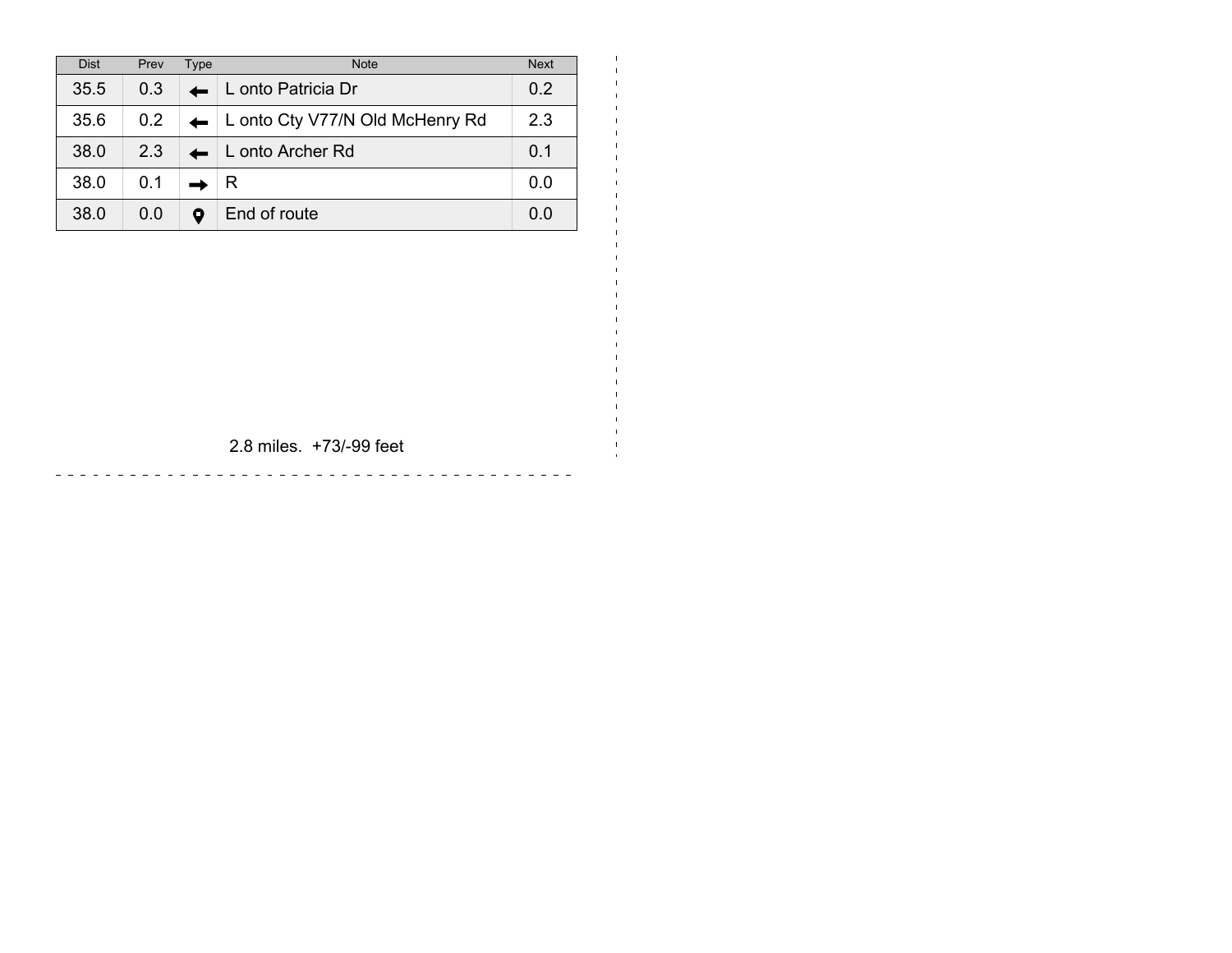| Dist | Prev | Type | Note | Next |
| --- | --- | --- | --- | --- |
| 35.5 | 0.3 | ← | L onto Patricia Dr | 0.2 |
| 35.6 | 0.2 | ← | L onto Cty V77/N Old McHenry Rd | 2.3 |
| 38.0 | 2.3 | ← | L onto Archer Rd | 0.1 |
| 38.0 | 0.1 | → | R | 0.0 |
| 38.0 | 0.0 | 📍 | End of route | 0.0 |

2.8 miles. +73/-99 feet